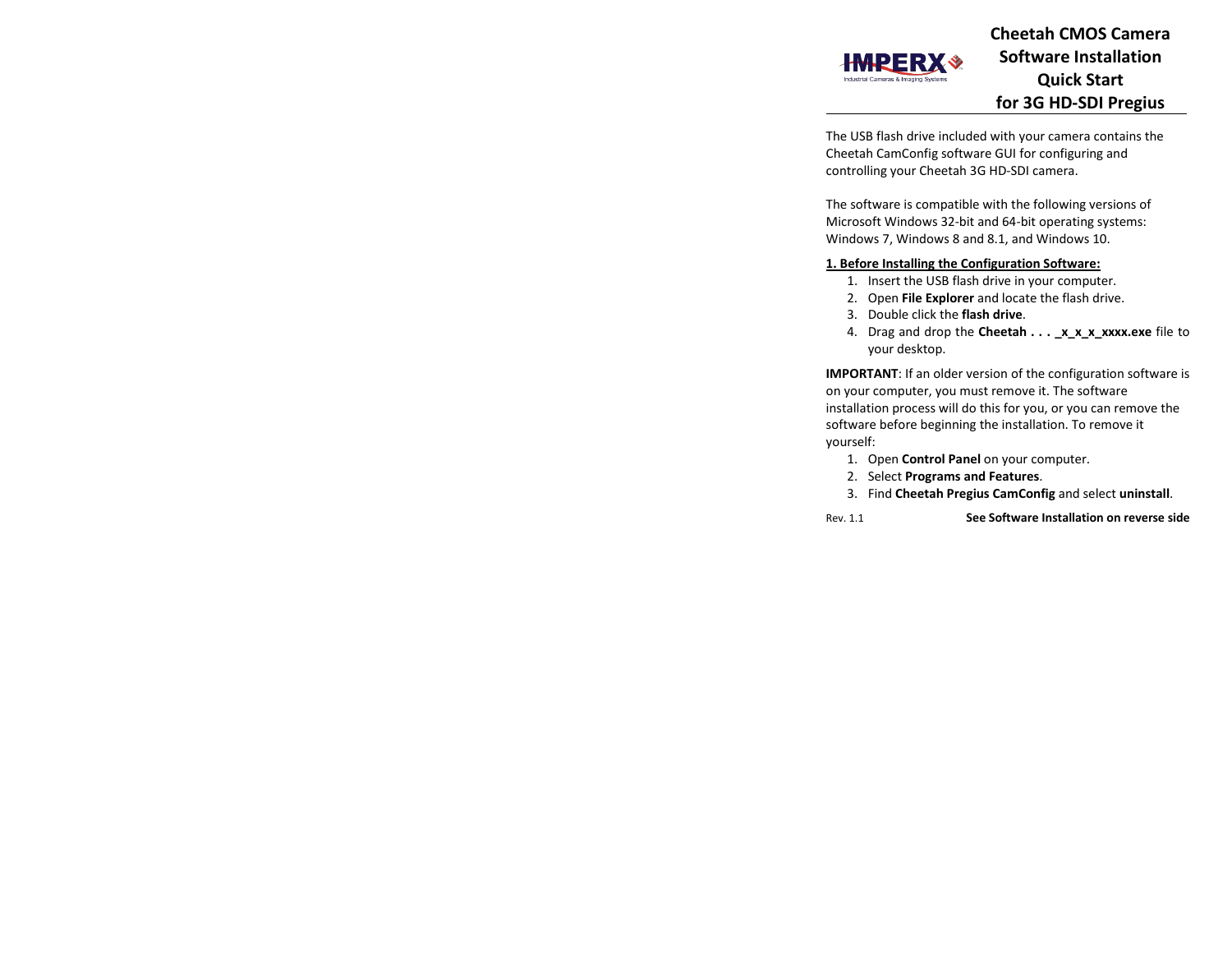# Cheetah CMOS Camera Software Installation Quick Start for 3G HD-SDI Pregius

IMPERX Industrial Cameras & Imaging Systems

The USB flash drive included with your camera contains the Cheetah CamConfig software GUI for configuring and controlling your Cheetah 3G HD-SDI camera.

The software is compatible with the following versions of Microsoft Windows 32-bit and 64-bit operating systems: Windows 7, Windows 8 and 8.1, and Windows 10.

## 1. Before Installing the Configuration Software:

1. Insert the USB flash drive in your computer.
2. Open **File Explorer** and locate the flash drive.
3. Double click the **flash drive**.
4. Drag and drop the **Cheetah . . . _x_x_x_xxxx.exe** file to your desktop.

**IMPORTANT**: If an older version of the configuration software is on your computer, you must remove it. The software installation process will do this for you, or you can remove the software before beginning the installation. To remove it yourself:

1. Open **Control Panel** on your computer.
2. Select **Programs and Features**.
3. Find **Cheetah Pregius CamConfig** and select **uninstall**.

Rev. 1.1

**See Software Installation on reverse side**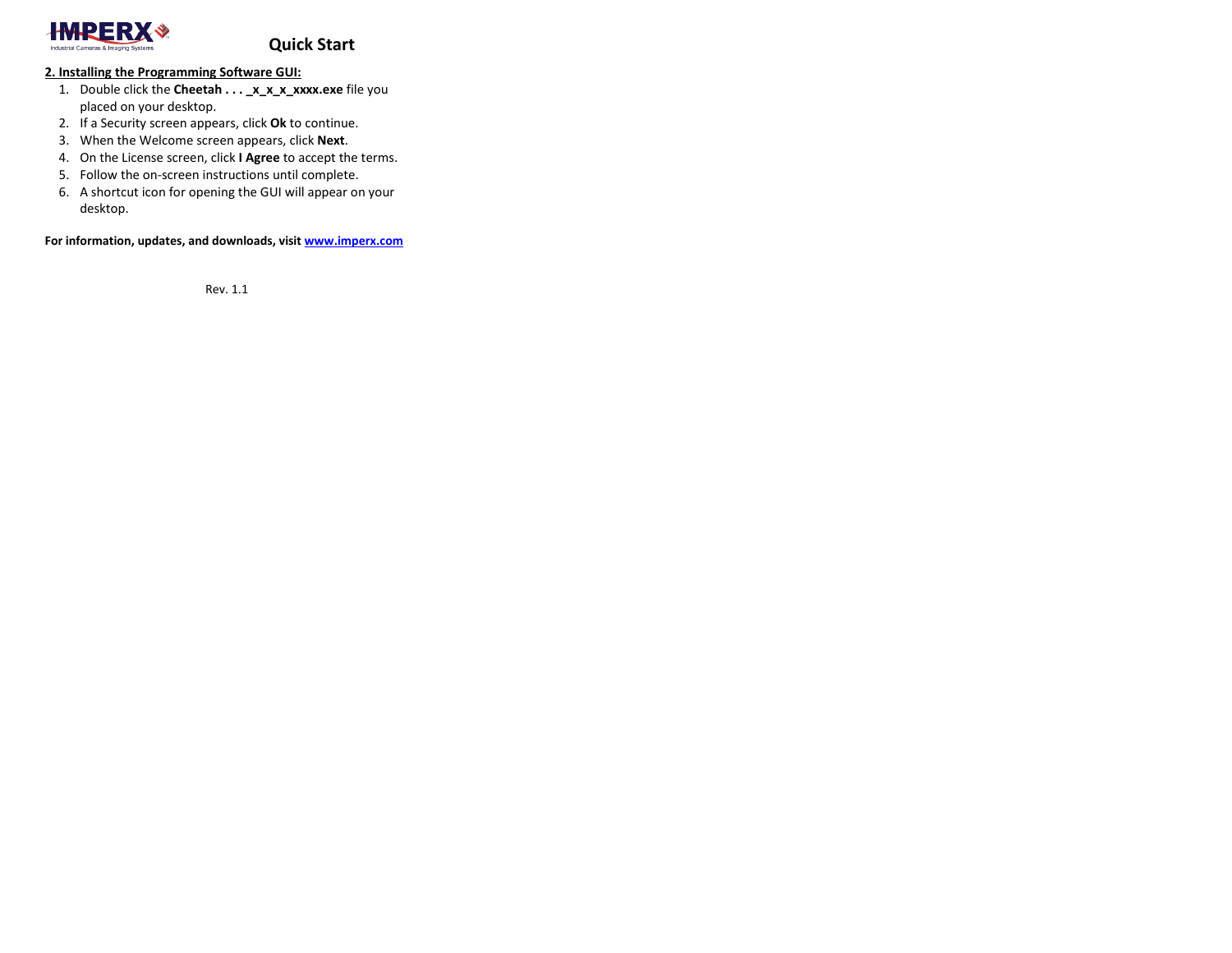# Quick Start

**2. Installing the Programming Software GUI:**

1. Double click the **Cheetah . . . _x_x_x_xxxx.exe** file you placed on your desktop.
2. If a Security screen appears, click **Ok** to continue.
3. When the Welcome screen appears, click **Next**.
4. On the License screen, click **I Agree** to accept the terms.
5. Follow the on-screen instructions until complete.
6. A shortcut icon for opening the GUI will appear on your desktop.

**For information, updates, and downloads, visit [www.imperx.com](http://www.imperx.com)**

Rev. 1.1